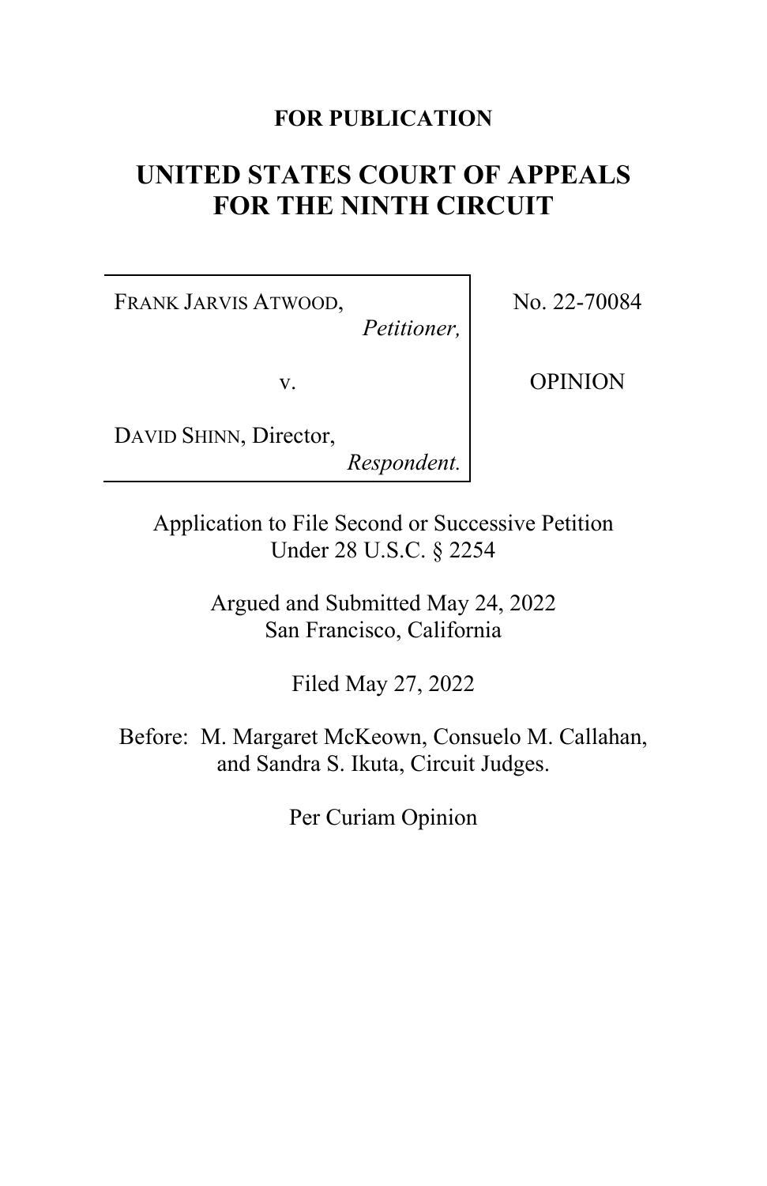**FOR PUBLICATION**

# UNITED STATES COURT OF APPEALS FOR THE NINTH CIRCUIT

| | |
|---|---|
| FRANK JARVIS ATWOOD, *Petitioner*, v. DAVID SHINN, Director, *Respondent*. | No. 22-70084 OPINION |

Application to File Second or Successive Petition Under 28 U.S.C. § 2254

Argued and Submitted May 24, 2022
San Francisco, California

Filed May 27, 2022

Before: M. Margaret McKeown, Consuelo M. Callahan, and Sandra S. Ikuta, Circuit Judges.

Per Curiam Opinion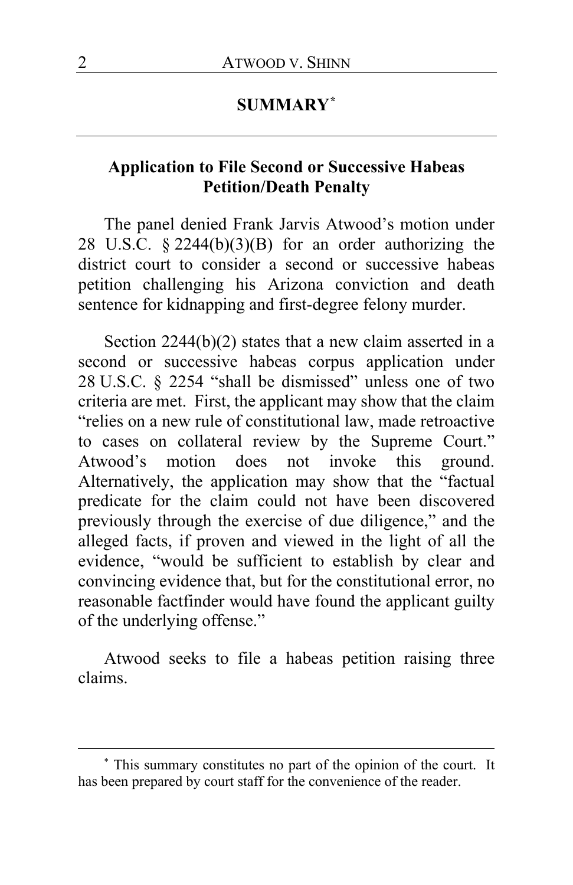## SUMMARY[*]

### Application to File Second or Successive Habeas Petition/Death Penalty

The panel denied Frank Jarvis Atwood's motion under 28 U.S.C. § 2244(b)(3)(B) for an order authorizing the district court to consider a second or successive habeas petition challenging his Arizona conviction and death sentence for kidnapping and first-degree felony murder.

Section 2244(b)(2) states that a new claim asserted in a second or successive habeas corpus application under 28 U.S.C. § 2254 "shall be dismissed" unless one of two criteria are met. First, the applicant may show that the claim "relies on a new rule of constitutional law, made retroactive to cases on collateral review by the Supreme Court." Atwood's motion does not invoke this ground. Alternatively, the application may show that the "factual predicate for the claim could not have been discovered previously through the exercise of due diligence," and the alleged facts, if proven and viewed in the light of all the evidence, "would be sufficient to establish by clear and convincing evidence that, but for the constitutional error, no reasonable factfinder would have found the applicant guilty of the underlying offense."

Atwood seeks to file a habeas petition raising three claims.

---

[*] This summary constitutes no part of the opinion of the court. It has been prepared by court staff for the convenience of the reader.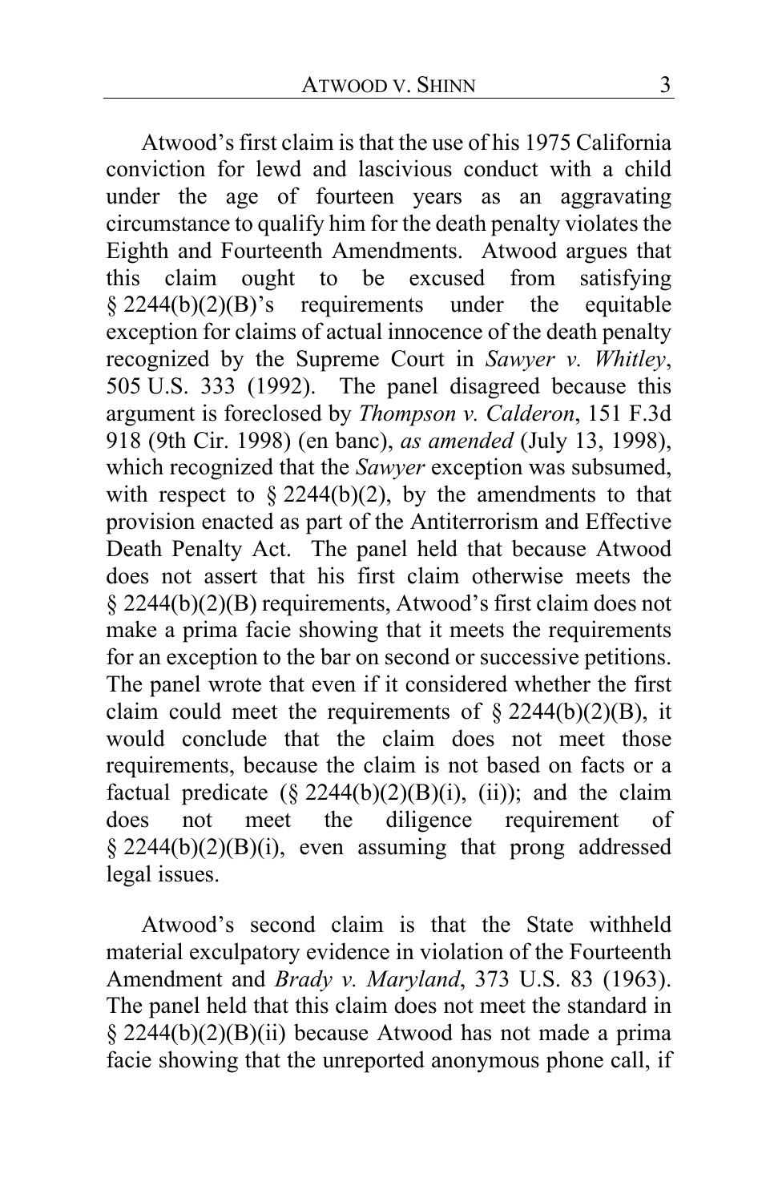Atwood's first claim is that the use of his 1975 California conviction for lewd and lascivious conduct with a child under the age of fourteen years as an aggravating circumstance to qualify him for the death penalty violates the Eighth and Fourteenth Amendments. Atwood argues that this claim ought to be excused from satisfying § 2244(b)(2)(B)'s requirements under the equitable exception for claims of actual innocence of the death penalty recognized by the Supreme Court in *Sawyer v. Whitley*, 505 U.S. 333 (1992). The panel disagreed because this argument is foreclosed by *Thompson v. Calderon*, 151 F.3d 918 (9th Cir. 1998) (en banc), *as amended* (July 13, 1998), which recognized that the *Sawyer* exception was subsumed, with respect to § 2244(b)(2), by the amendments to that provision enacted as part of the Antiterrorism and Effective Death Penalty Act. The panel held that because Atwood does not assert that his first claim otherwise meets the § 2244(b)(2)(B) requirements, Atwood's first claim does not make a prima facie showing that it meets the requirements for an exception to the bar on second or successive petitions. The panel wrote that even if it considered whether the first claim could meet the requirements of § 2244(b)(2)(B), it would conclude that the claim does not meet those requirements, because the claim is not based on facts or a factual predicate (§ 2244(b)(2)(B)(i), (ii)); and the claim does not meet the diligence requirement of § 2244(b)(2)(B)(i), even assuming that prong addressed legal issues.

Atwood's second claim is that the State withheld material exculpatory evidence in violation of the Fourteenth Amendment and *Brady v. Maryland*, 373 U.S. 83 (1963). The panel held that this claim does not meet the standard in § 2244(b)(2)(B)(ii) because Atwood has not made a prima facie showing that the unreported anonymous phone call, if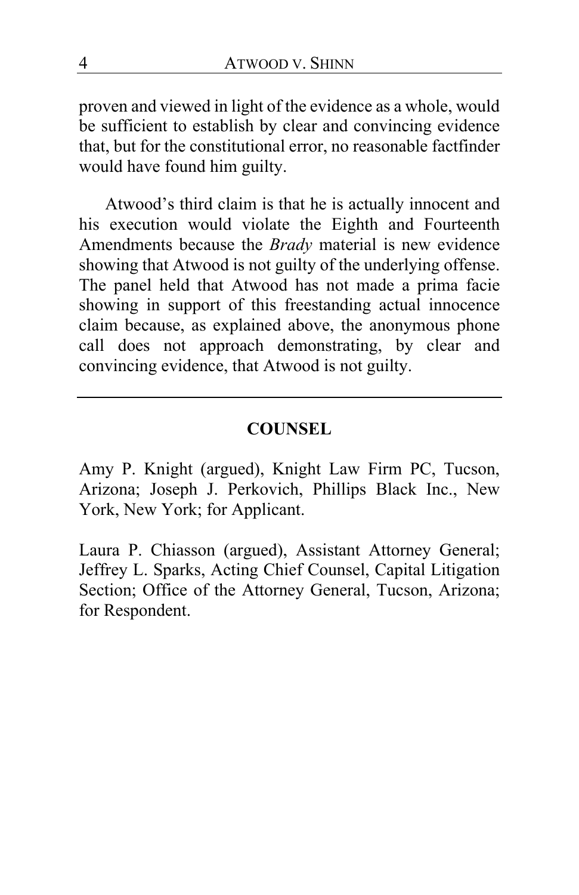proven and viewed in light of the evidence as a whole, would be sufficient to establish by clear and convincing evidence that, but for the constitutional error, no reasonable factfinder would have found him guilty.

Atwood's third claim is that he is actually innocent and his execution would violate the Eighth and Fourteenth Amendments because the *Brady* material is new evidence showing that Atwood is not guilty of the underlying offense. The panel held that Atwood has not made a prima facie showing in support of this freestanding actual innocence claim because, as explained above, the anonymous phone call does not approach demonstrating, by clear and convincing evidence, that Atwood is not guilty.

---

## COUNSEL

Amy P. Knight (argued), Knight Law Firm PC, Tucson, Arizona; Joseph J. Perkovich, Phillips Black Inc., New York, New York; for Applicant.

Laura P. Chiasson (argued), Assistant Attorney General; Jeffrey L. Sparks, Acting Chief Counsel, Capital Litigation Section; Office of the Attorney General, Tucson, Arizona; for Respondent.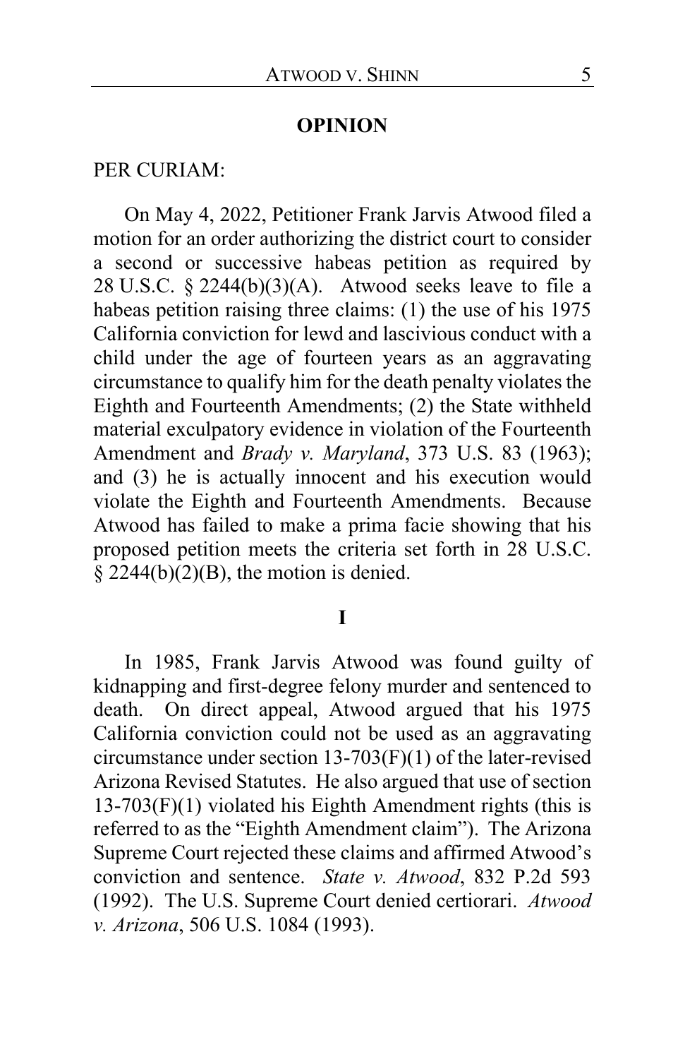## OPINION

PER CURIAM:

On May 4, 2022, Petitioner Frank Jarvis Atwood filed a motion for an order authorizing the district court to consider a second or successive habeas petition as required by 28 U.S.C. § 2244(b)(3)(A). Atwood seeks leave to file a habeas petition raising three claims: (1) the use of his 1975 California conviction for lewd and lascivious conduct with a child under the age of fourteen years as an aggravating circumstance to qualify him for the death penalty violates the Eighth and Fourteenth Amendments; (2) the State withheld material exculpatory evidence in violation of the Fourteenth Amendment and *Brady v. Maryland*, 373 U.S. 83 (1963); and (3) he is actually innocent and his execution would violate the Eighth and Fourteenth Amendments. Because Atwood has failed to make a prima facie showing that his proposed petition meets the criteria set forth in 28 U.S.C. § 2244(b)(2)(B), the motion is denied.

## I

In 1985, Frank Jarvis Atwood was found guilty of kidnapping and first-degree felony murder and sentenced to death. On direct appeal, Atwood argued that his 1975 California conviction could not be used as an aggravating circumstance under section 13-703(F)(1) of the later-revised Arizona Revised Statutes. He also argued that use of section 13-703(F)(1) violated his Eighth Amendment rights (this is referred to as the "Eighth Amendment claim"). The Arizona Supreme Court rejected these claims and affirmed Atwood's conviction and sentence. *State v. Atwood*, 832 P.2d 593 (1992). The U.S. Supreme Court denied certiorari. *Atwood v. Arizona*, 506 U.S. 1084 (1993).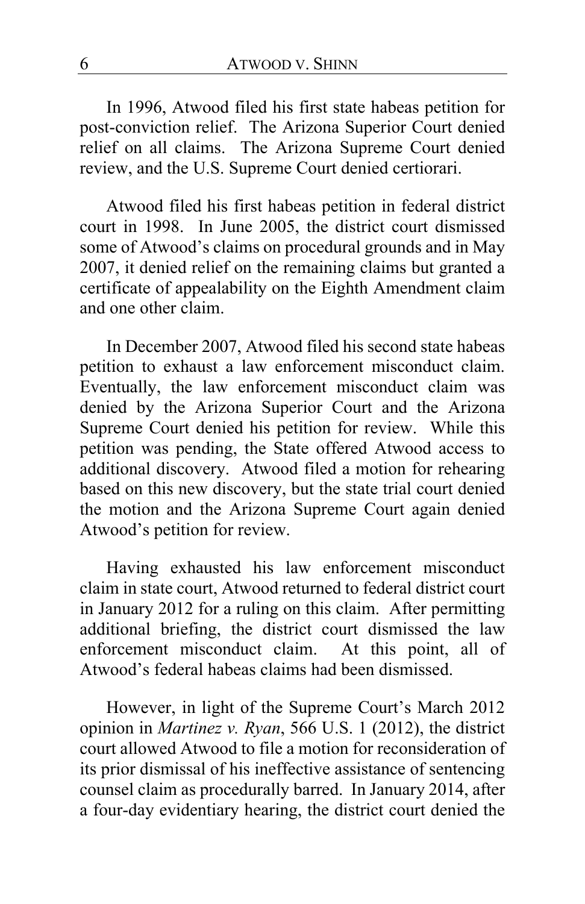In 1996, Atwood filed his first state habeas petition for post-conviction relief. The Arizona Superior Court denied relief on all claims. The Arizona Supreme Court denied review, and the U.S. Supreme Court denied certiorari.

Atwood filed his first habeas petition in federal district court in 1998. In June 2005, the district court dismissed some of Atwood's claims on procedural grounds and in May 2007, it denied relief on the remaining claims but granted a certificate of appealability on the Eighth Amendment claim and one other claim.

In December 2007, Atwood filed his second state habeas petition to exhaust a law enforcement misconduct claim. Eventually, the law enforcement misconduct claim was denied by the Arizona Superior Court and the Arizona Supreme Court denied his petition for review. While this petition was pending, the State offered Atwood access to additional discovery. Atwood filed a motion for rehearing based on this new discovery, but the state trial court denied the motion and the Arizona Supreme Court again denied Atwood's petition for review.

Having exhausted his law enforcement misconduct claim in state court, Atwood returned to federal district court in January 2012 for a ruling on this claim. After permitting additional briefing, the district court dismissed the law enforcement misconduct claim. At this point, all of Atwood's federal habeas claims had been dismissed.

However, in light of the Supreme Court's March 2012 opinion in *Martinez v. Ryan*, 566 U.S. 1 (2012), the district court allowed Atwood to file a motion for reconsideration of its prior dismissal of his ineffective assistance of sentencing counsel claim as procedurally barred. In January 2014, after a four-day evidentiary hearing, the district court denied the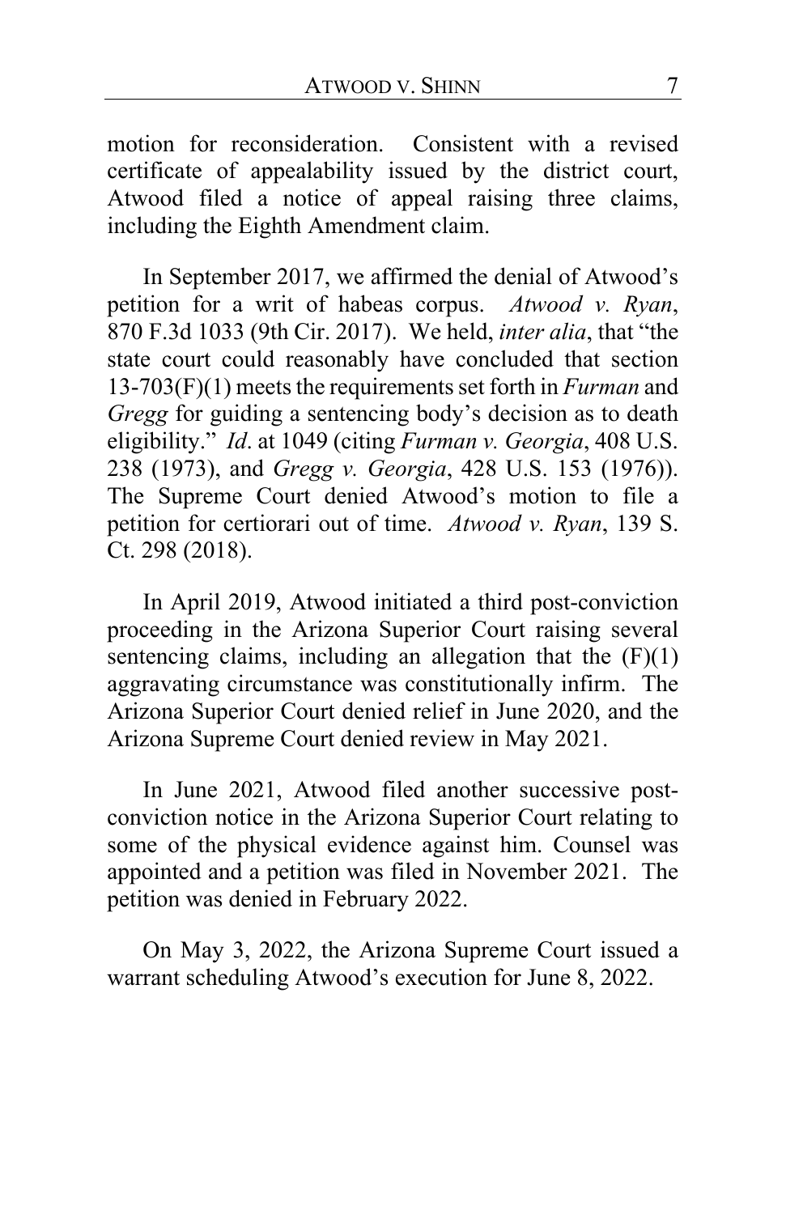motion for reconsideration. Consistent with a revised certificate of appealability issued by the district court, Atwood filed a notice of appeal raising three claims, including the Eighth Amendment claim.

In September 2017, we affirmed the denial of Atwood's petition for a writ of habeas corpus. *Atwood v. Ryan*, 870 F.3d 1033 (9th Cir. 2017). We held, *inter alia*, that "the state court could reasonably have concluded that section 13-703(F)(1) meets the requirements set forth in *Furman* and *Gregg* for guiding a sentencing body's decision as to death eligibility." *Id*. at 1049 (citing *Furman v. Georgia*, 408 U.S. 238 (1973), and *Gregg v. Georgia*, 428 U.S. 153 (1976)). The Supreme Court denied Atwood's motion to file a petition for certiorari out of time. *Atwood v. Ryan*, 139 S. Ct. 298 (2018).

In April 2019, Atwood initiated a third post-conviction proceeding in the Arizona Superior Court raising several sentencing claims, including an allegation that the (F)(1) aggravating circumstance was constitutionally infirm. The Arizona Superior Court denied relief in June 2020, and the Arizona Supreme Court denied review in May 2021.

In June 2021, Atwood filed another successive post-conviction notice in the Arizona Superior Court relating to some of the physical evidence against him. Counsel was appointed and a petition was filed in November 2021. The petition was denied in February 2022.

On May 3, 2022, the Arizona Supreme Court issued a warrant scheduling Atwood's execution for June 8, 2022.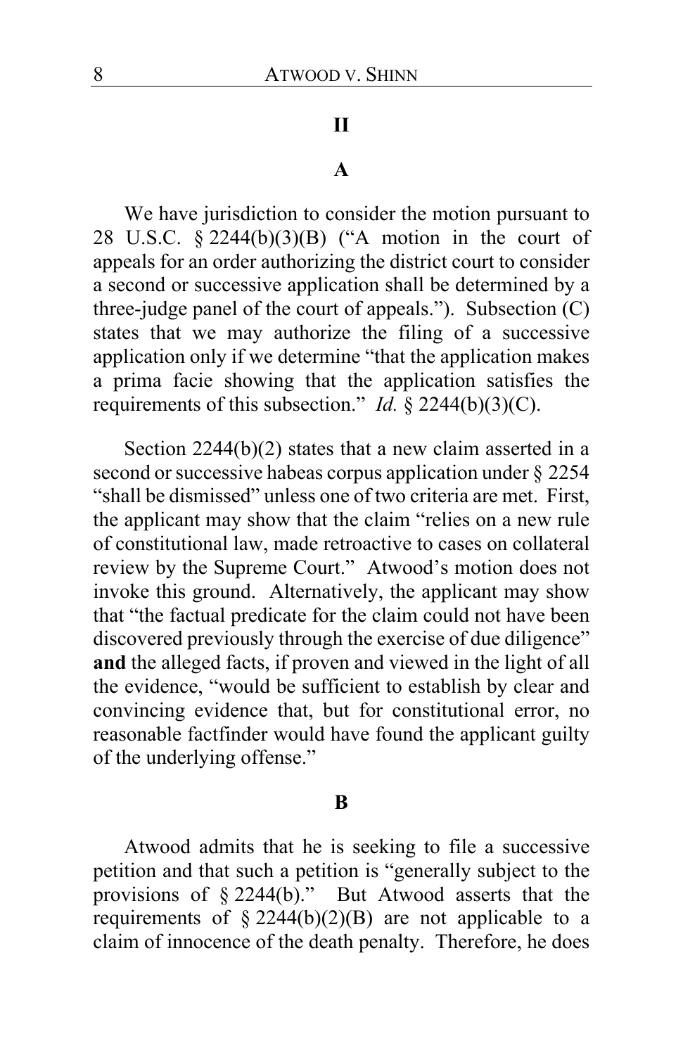## II

### A

We have jurisdiction to consider the motion pursuant to 28 U.S.C. § 2244(b)(3)(B) ("A motion in the court of appeals for an order authorizing the district court to consider a second or successive application shall be determined by a three-judge panel of the court of appeals."). Subsection (C) states that we may authorize the filing of a successive application only if we determine "that the application makes a prima facie showing that the application satisfies the requirements of this subsection." *Id.* § 2244(b)(3)(C).

Section 2244(b)(2) states that a new claim asserted in a second or successive habeas corpus application under § 2254 "shall be dismissed" unless one of two criteria are met. First, the applicant may show that the claim "relies on a new rule of constitutional law, made retroactive to cases on collateral review by the Supreme Court." Atwood's motion does not invoke this ground. Alternatively, the applicant may show that "the factual predicate for the claim could not have been discovered previously through the exercise of due diligence" **and** the alleged facts, if proven and viewed in the light of all the evidence, "would be sufficient to establish by clear and convincing evidence that, but for constitutional error, no reasonable factfinder would have found the applicant guilty of the underlying offense."

### B

Atwood admits that he is seeking to file a successive petition and that such a petition is "generally subject to the provisions of § 2244(b)." But Atwood asserts that the requirements of § 2244(b)(2)(B) are not applicable to a claim of innocence of the death penalty. Therefore, he does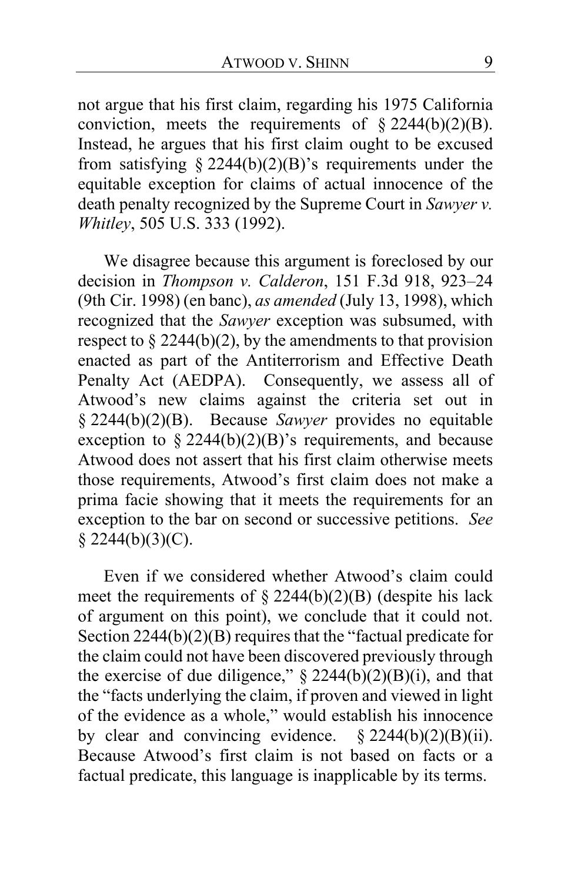not argue that his first claim, regarding his 1975 California conviction, meets the requirements of § 2244(b)(2)(B). Instead, he argues that his first claim ought to be excused from satisfying § 2244(b)(2)(B)'s requirements under the equitable exception for claims of actual innocence of the death penalty recognized by the Supreme Court in *Sawyer v. Whitley*, 505 U.S. 333 (1992).

We disagree because this argument is foreclosed by our decision in *Thompson v. Calderon*, 151 F.3d 918, 923–24 (9th Cir. 1998) (en banc), *as amended* (July 13, 1998), which recognized that the *Sawyer* exception was subsumed, with respect to § 2244(b)(2), by the amendments to that provision enacted as part of the Antiterrorism and Effective Death Penalty Act (AEDPA). Consequently, we assess all of Atwood's new claims against the criteria set out in § 2244(b)(2)(B). Because *Sawyer* provides no equitable exception to § 2244(b)(2)(B)'s requirements, and because Atwood does not assert that his first claim otherwise meets those requirements, Atwood's first claim does not make a prima facie showing that it meets the requirements for an exception to the bar on second or successive petitions. *See* § 2244(b)(3)(C).

Even if we considered whether Atwood's claim could meet the requirements of § 2244(b)(2)(B) (despite his lack of argument on this point), we conclude that it could not. Section 2244(b)(2)(B) requires that the "factual predicate for the claim could not have been discovered previously through the exercise of due diligence," § 2244(b)(2)(B)(i), and that the "facts underlying the claim, if proven and viewed in light of the evidence as a whole," would establish his innocence by clear and convincing evidence. § 2244(b)(2)(B)(ii). Because Atwood's first claim is not based on facts or a factual predicate, this language is inapplicable by its terms.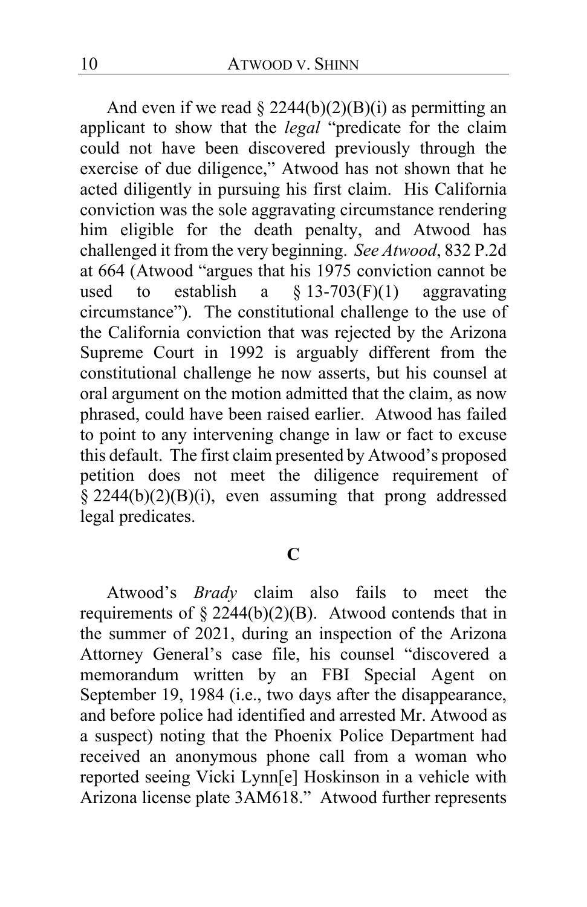And even if we read § 2244(b)(2)(B)(i) as permitting an applicant to show that the *legal* "predicate for the claim could not have been discovered previously through the exercise of due diligence," Atwood has not shown that he acted diligently in pursuing his first claim. His California conviction was the sole aggravating circumstance rendering him eligible for the death penalty, and Atwood has challenged it from the very beginning. *See Atwood*, 832 P.2d at 664 (Atwood "argues that his 1975 conviction cannot be used to establish a § 13-703(F)(1) aggravating circumstance"). The constitutional challenge to the use of the California conviction that was rejected by the Arizona Supreme Court in 1992 is arguably different from the constitutional challenge he now asserts, but his counsel at oral argument on the motion admitted that the claim, as now phrased, could have been raised earlier. Atwood has failed to point to any intervening change in law or fact to excuse this default. The first claim presented by Atwood's proposed petition does not meet the diligence requirement of § 2244(b)(2)(B)(i), even assuming that prong addressed legal predicates.

## C

Atwood's *Brady* claim also fails to meet the requirements of § 2244(b)(2)(B). Atwood contends that in the summer of 2021, during an inspection of the Arizona Attorney General's case file, his counsel "discovered a memorandum written by an FBI Special Agent on September 19, 1984 (i.e., two days after the disappearance, and before police had identified and arrested Mr. Atwood as a suspect) noting that the Phoenix Police Department had received an anonymous phone call from a woman who reported seeing Vicki Lynn[e] Hoskinson in a vehicle with Arizona license plate 3AM618." Atwood further represents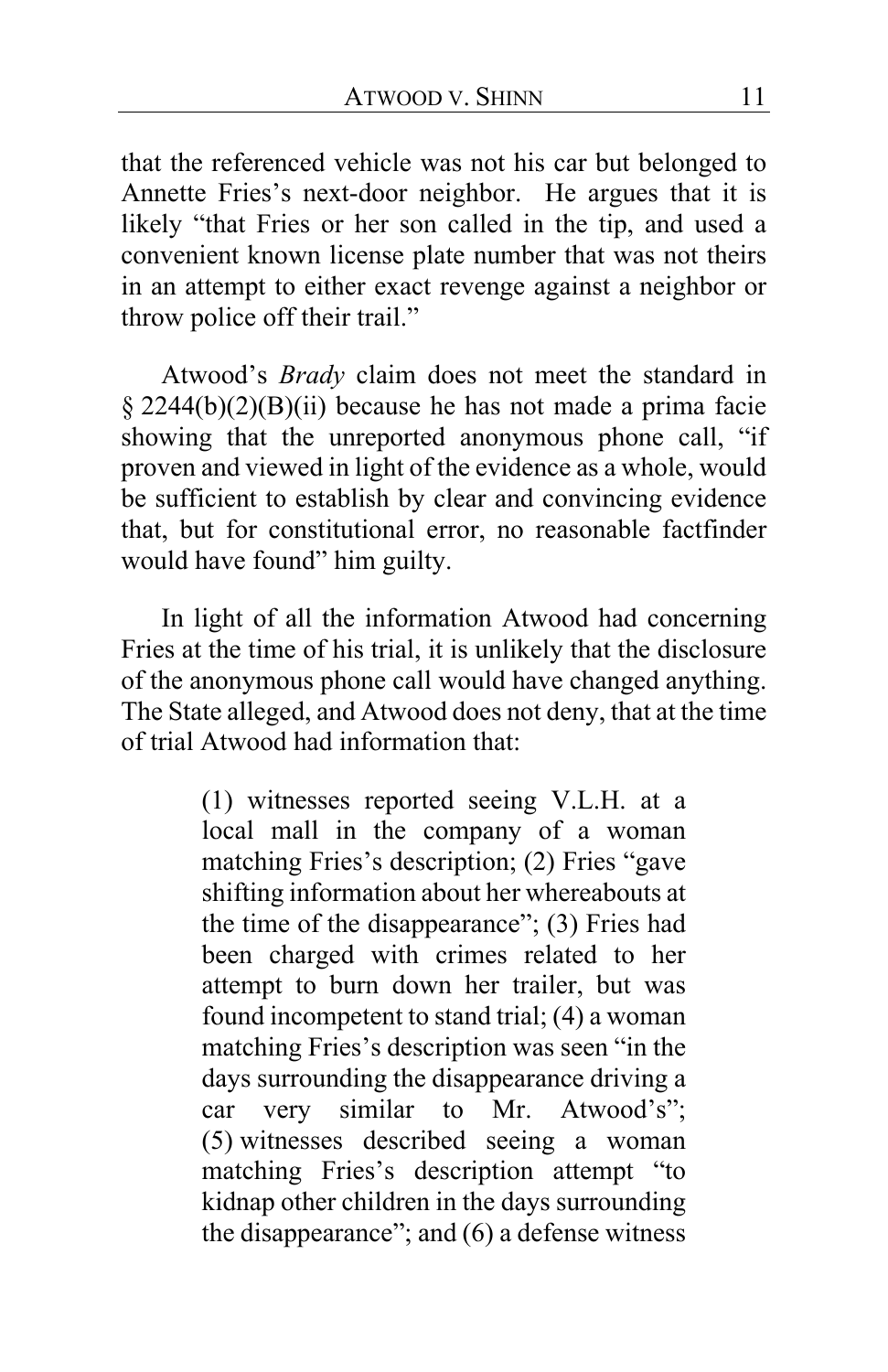that the referenced vehicle was not his car but belonged to Annette Fries's next-door neighbor. He argues that it is likely "that Fries or her son called in the tip, and used a convenient known license plate number that was not theirs in an attempt to either exact revenge against a neighbor or throw police off their trail."

Atwood's *Brady* claim does not meet the standard in § 2244(b)(2)(B)(ii) because he has not made a prima facie showing that the unreported anonymous phone call, "if proven and viewed in light of the evidence as a whole, would be sufficient to establish by clear and convincing evidence that, but for constitutional error, no reasonable factfinder would have found" him guilty.

In light of all the information Atwood had concerning Fries at the time of his trial, it is unlikely that the disclosure of the anonymous phone call would have changed anything. The State alleged, and Atwood does not deny, that at the time of trial Atwood had information that:

> (1) witnesses reported seeing V.L.H. at a local mall in the company of a woman matching Fries's description; (2) Fries "gave shifting information about her whereabouts at the time of the disappearance"; (3) Fries had been charged with crimes related to her attempt to burn down her trailer, but was found incompetent to stand trial; (4) a woman matching Fries's description was seen "in the days surrounding the disappearance driving a car very similar to Mr. Atwood's"; (5) witnesses described seeing a woman matching Fries's description attempt "to kidnap other children in the days surrounding the disappearance"; and (6) a defense witness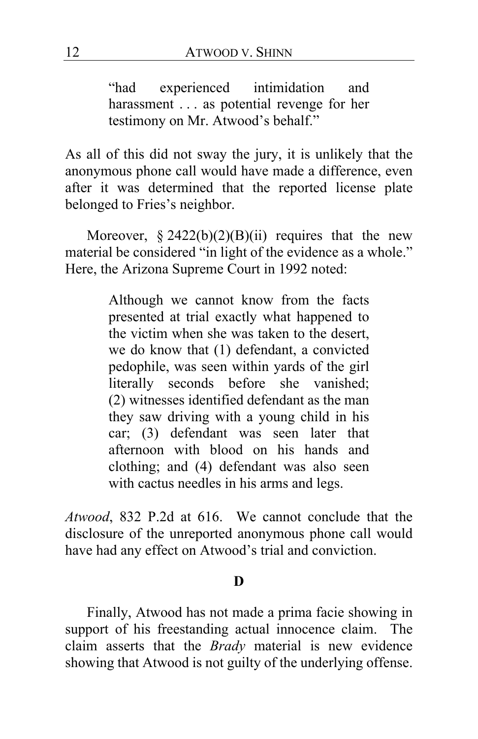> "had experienced intimidation and harassment . . . as potential revenge for her testimony on Mr. Atwood's behalf."

As all of this did not sway the jury, it is unlikely that the anonymous phone call would have made a difference, even after it was determined that the reported license plate belonged to Fries's neighbor.

Moreover, § 2422(b)(2)(B)(ii) requires that the new material be considered "in light of the evidence as a whole." Here, the Arizona Supreme Court in 1992 noted:

> Although we cannot know from the facts presented at trial exactly what happened to the victim when she was taken to the desert, we do know that (1) defendant, a convicted pedophile, was seen within yards of the girl literally seconds before she vanished; (2) witnesses identified defendant as the man they saw driving with a young child in his car; (3) defendant was seen later that afternoon with blood on his hands and clothing; and (4) defendant was also seen with cactus needles in his arms and legs.

*Atwood*, 832 P.2d at 616. We cannot conclude that the disclosure of the unreported anonymous phone call would have had any effect on Atwood's trial and conviction.

**D**

Finally, Atwood has not made a prima facie showing in support of his freestanding actual innocence claim. The claim asserts that the *Brady* material is new evidence showing that Atwood is not guilty of the underlying offense.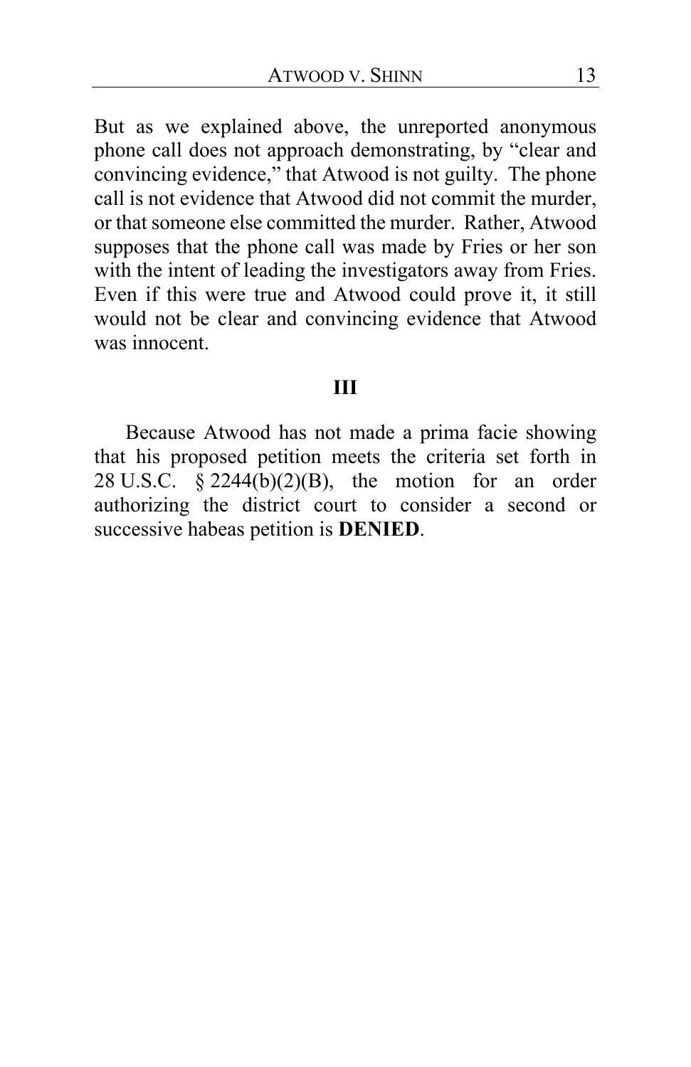But as we explained above, the unreported anonymous phone call does not approach demonstrating, by "clear and convincing evidence," that Atwood is not guilty. The phone call is not evidence that Atwood did not commit the murder, or that someone else committed the murder. Rather, Atwood supposes that the phone call was made by Fries or her son with the intent of leading the investigators away from Fries. Even if this were true and Atwood could prove it, it still would not be clear and convincing evidence that Atwood was innocent.

## III

Because Atwood has not made a prima facie showing that his proposed petition meets the criteria set forth in 28 U.S.C. § 2244(b)(2)(B), the motion for an order authorizing the district court to consider a second or successive habeas petition is **DENIED**.